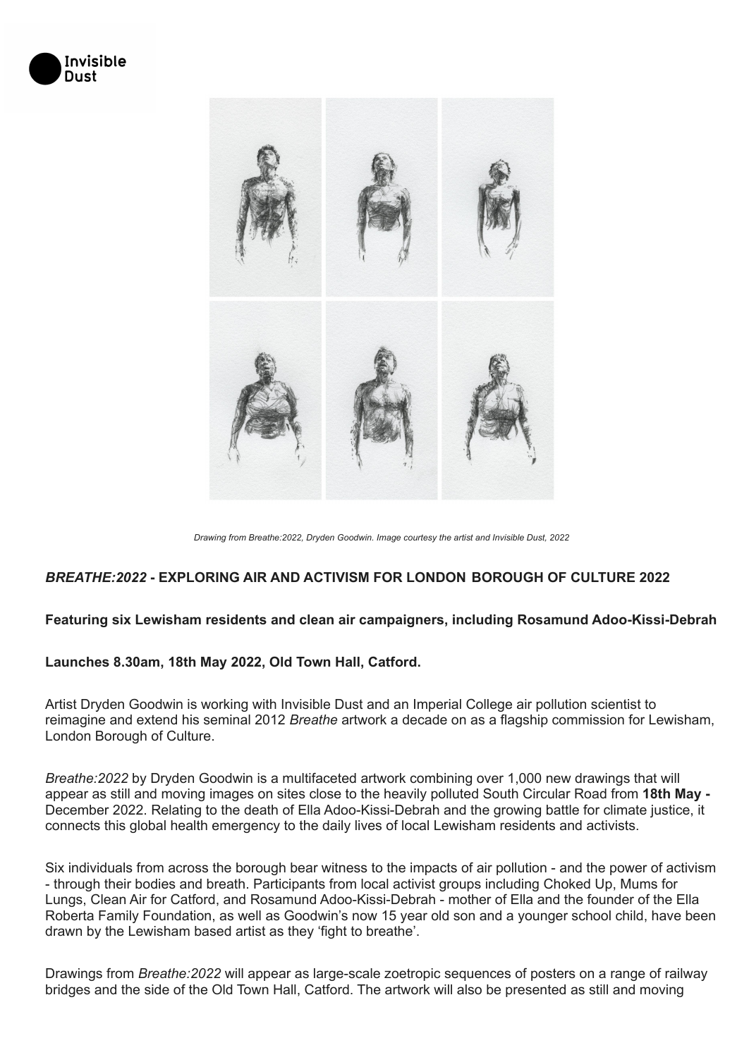Invisible Dust

*Drawing from Breathe:2022, Dryden Goodwin. Image courtesy the artist and Invisible Dust, 2022*

## ***BREATHE:2022*** **- EXPLORING AIR AND ACTIVISM FOR LONDON BOROUGH OF CULTURE 2022**

**Featuring six Lewisham residents and clean air campaigners, including Rosamund Adoo-Kissi-Debrah**

**Launches 8.30am, 18th May 2022, Old Town Hall, Catford.**

Artist Dryden Goodwin is working with Invisible Dust and an Imperial College air pollution scientist to reimagine and extend his seminal 2012 *Breathe* artwork a decade on as a flagship commission for Lewisham, London Borough of Culture.

*Breathe:2022* by Dryden Goodwin is a multifaceted artwork combining over 1,000 new drawings that will appear as still and moving images on sites close to the heavily polluted South Circular Road from **18th May -** December 2022. Relating to the death of Ella Adoo-Kissi-Debrah and the growing battle for climate justice, it connects this global health emergency to the daily lives of local Lewisham residents and activists.

Six individuals from across the borough bear witness to the impacts of air pollution - and the power of activism - through their bodies and breath. Participants from local activist groups including Choked Up, Mums for Lungs, Clean Air for Catford, and Rosamund Adoo-Kissi-Debrah - mother of Ella and the founder of the Ella Roberta Family Foundation, as well as Goodwin's now 15 year old son and a younger school child, have been drawn by the Lewisham based artist as they 'fight to breathe'.

Drawings from *Breathe:2022* will appear as large-scale zoetropic sequences of posters on a range of railway bridges and the side of the Old Town Hall, Catford. The artwork will also be presented as still and moving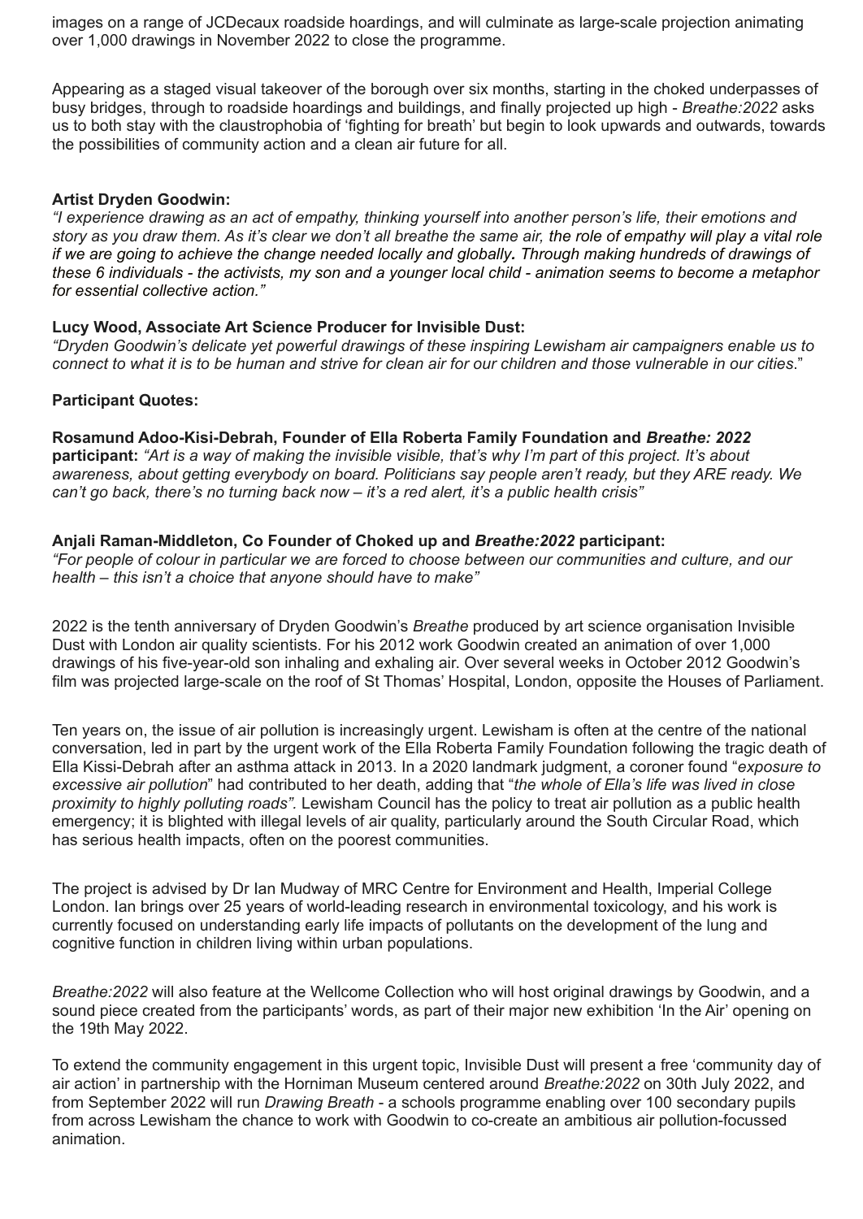images on a range of JCDecaux roadside hoardings, and will culminate as large-scale projection animating over 1,000 drawings in November 2022 to close the programme.

Appearing as a staged visual takeover of the borough over six months, starting in the choked underpasses of busy bridges, through to roadside hoardings and buildings, and finally projected up high - *Breathe:2022* asks us to both stay with the claustrophobia of 'fighting for breath' but begin to look upwards and outwards, towards the possibilities of community action and a clean air future for all.

**Artist Dryden Goodwin:**
*"I experience drawing as an act of empathy, thinking yourself into another person's life, their emotions and story as you draw them. As it's clear we don't all breathe the same air, the role of empathy will play a vital role if we are going to achieve the change needed locally and globally. Through making hundreds of drawings of these 6 individuals - the activists, my son and a younger local child - animation seems to become a metaphor for essential collective action."*

**Lucy Wood, Associate Art Science Producer for Invisible Dust:**
*"Dryden Goodwin's delicate yet powerful drawings of these inspiring Lewisham air campaigners enable us to connect to what it is to be human and strive for clean air for our children and those vulnerable in our cities*."

**Participant Quotes:**

**Rosamund Adoo-Kisi-Debrah, Founder of Ella Roberta Family Foundation and *Breathe: 2022* participant:** *"Art is a way of making the invisible visible, that's why I'm part of this project. It's about awareness, about getting everybody on board. Politicians say people aren't ready, but they ARE ready. We can't go back, there's no turning back now – it's a red alert, it's a public health crisis"*

**Anjali Raman-Middleton, Co Founder of Choked up and *Breathe:2022* participant:**
*"For people of colour in particular we are forced to choose between our communities and culture, and our health – this isn't a choice that anyone should have to make"*

2022 is the tenth anniversary of Dryden Goodwin's *Breathe* produced by art science organisation Invisible Dust with London air quality scientists. For his 2012 work Goodwin created an animation of over 1,000 drawings of his five-year-old son inhaling and exhaling air. Over several weeks in October 2012 Goodwin's film was projected large-scale on the roof of St Thomas' Hospital, London, opposite the Houses of Parliament.

Ten years on, the issue of air pollution is increasingly urgent. Lewisham is often at the centre of the national conversation, led in part by the urgent work of the Ella Roberta Family Foundation following the tragic death of Ella Kissi-Debrah after an asthma attack in 2013. In a 2020 landmark judgment, a coroner found "*exposure to excessive air pollution*" had contributed to her death, adding that "*the whole of Ella's life was lived in close proximity to highly polluting roads"*. Lewisham Council has the policy to treat air pollution as a public health emergency; it is blighted with illegal levels of air quality, particularly around the South Circular Road, which has serious health impacts, often on the poorest communities.

The project is advised by Dr Ian Mudway of MRC Centre for Environment and Health, Imperial College London. Ian brings over 25 years of world-leading research in environmental toxicology, and his work is currently focused on understanding early life impacts of pollutants on the development of the lung and cognitive function in children living within urban populations.

*Breathe:2022* will also feature at the Wellcome Collection who will host original drawings by Goodwin, and a sound piece created from the participants' words, as part of their major new exhibition 'In the Air' opening on the 19th May 2022.

To extend the community engagement in this urgent topic, Invisible Dust will present a free 'community day of air action' in partnership with the Horniman Museum centered around *Breathe:2022* on 30th July 2022, and from September 2022 will run *Drawing Breath* - a schools programme enabling over 100 secondary pupils from across Lewisham the chance to work with Goodwin to co-create an ambitious air pollution-focussed animation.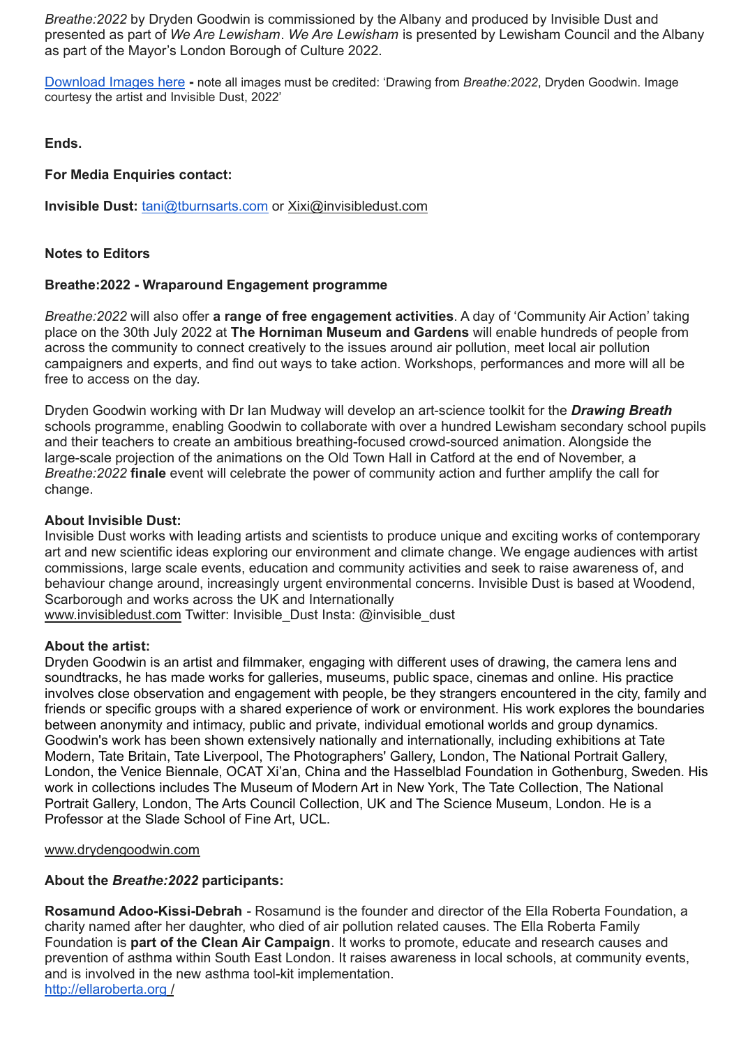*Breathe:2022* by Dryden Goodwin is commissioned by the Albany and produced by Invisible Dust and presented as part of *We Are Lewisham*. *We Are Lewisham* is presented by Lewisham Council and the Albany as part of the Mayor's London Borough of Culture 2022.

[Download Images here](#) **-** note all images must be credited: 'Drawing from *Breathe:2022*, Dryden Goodwin. Image courtesy the artist and Invisible Dust, 2022'

**Ends.**

**For Media Enquiries contact:**

**Invisible Dust:** tani@tburnsarts.com or Xixi@invisibledust.com

**Notes to Editors**

**Breathe:2022 - Wraparound Engagement programme**

*Breathe:2022* will also offer **a range of free engagement activities**. A day of 'Community Air Action' taking place on the 30th July 2022 at **The Horniman Museum and Gardens** will enable hundreds of people from across the community to connect creatively to the issues around air pollution, meet local air pollution campaigners and experts, and find out ways to take action. Workshops, performances and more will all be free to access on the day.

Dryden Goodwin working with Dr Ian Mudway will develop an art-science toolkit for the ***Drawing Breath*** schools programme, enabling Goodwin to collaborate with over a hundred Lewisham secondary school pupils and their teachers to create an ambitious breathing-focused crowd-sourced animation. Alongside the large-scale projection of the animations on the Old Town Hall in Catford at the end of November, a *Breathe:2022* **finale** event will celebrate the power of community action and further amplify the call for change.

**About Invisible Dust:**
Invisible Dust works with leading artists and scientists to produce unique and exciting works of contemporary art and new scientific ideas exploring our environment and climate change. We engage audiences with artist commissions, large scale events, education and community activities and seek to raise awareness of, and behaviour change around, increasingly urgent environmental concerns. Invisible Dust is based at Woodend, Scarborough and works across the UK and Internationally
www.invisibledust.com Twitter: Invisible_Dust Insta: @invisible_dust

**About the artist:**
Dryden Goodwin is an artist and filmmaker, engaging with different uses of drawing, the camera lens and soundtracks, he has made works for galleries, museums, public space, cinemas and online. His practice involves close observation and engagement with people, be they strangers encountered in the city, family and friends or specific groups with a shared experience of work or environment. His work explores the boundaries between anonymity and intimacy, public and private, individual emotional worlds and group dynamics. Goodwin's work has been shown extensively nationally and internationally, including exhibitions at Tate Modern, Tate Britain, Tate Liverpool, The Photographers' Gallery, London, The National Portrait Gallery, London, the Venice Biennale, OCAT Xi'an, China and the Hasselblad Foundation in Gothenburg, Sweden. His work in collections includes The Museum of Modern Art in New York, The Tate Collection, The National Portrait Gallery, London, The Arts Council Collection, UK and The Science Museum, London. He is a Professor at the Slade School of Fine Art, UCL.

www.drydengoodwin.com

**About the *Breathe:2022* participants:**

**Rosamund Adoo-Kissi-Debrah** - Rosamund is the founder and director of the Ella Roberta Foundation, a charity named after her daughter, who died of air pollution related causes. The Ella Roberta Family Foundation is **part of the Clean Air Campaign**. It works to promote, educate and research causes and prevention of asthma within South East London. It raises awareness in local schools, at community events, and is involved in the new asthma tool-kit implementation.
http://ellaroberta.org /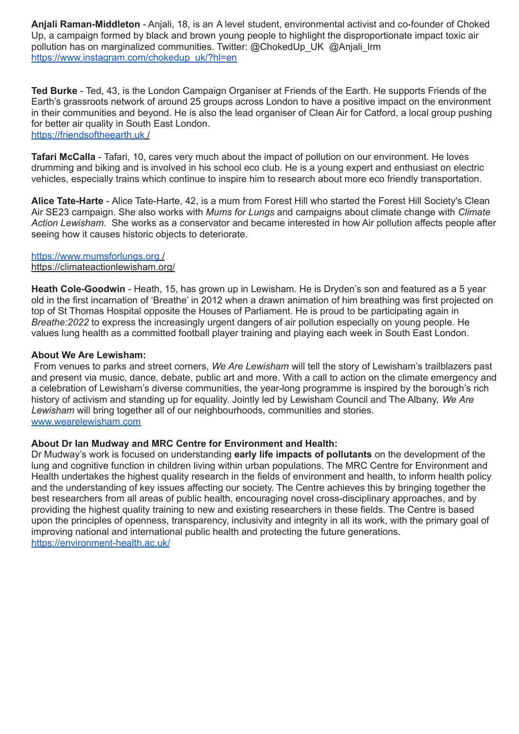**Anjali Raman-Middleton** - Anjali, 18, is an A level student, environmental activist and co-founder of Choked Up, a campaign formed by black and brown young people to highlight the disproportionate impact toxic air pollution has on marginalized communities. Twitter: @ChokedUp_UK @Anjali_lrm
https://www.instagram.com/chokedup_uk/?hl=en

**Ted Burke** - Ted, 43, is the London Campaign Organiser at Friends of the Earth. He supports Friends of the Earth's grassroots network of around 25 groups across London to have a positive impact on the environment in their communities and beyond. He is also the lead organiser of Clean Air for Catford, a local group pushing for better air quality in South East London.
https://friendsoftheearth.uk /

**Tafari McCalla** - Tafari, 10, cares very much about the impact of pollution on our environment. He loves drumming and biking and is involved in his school eco club. He is a young expert and enthusiast on electric vehicles, especially trains which continue to inspire him to research about more eco friendly transportation.

**Alice Tate-Harte** - Alice Tate-Harte, 42, is a mum from Forest Hill who started the Forest Hill Society's Clean Air SE23 campaign. She also works with *Mums for Lungs* and campaigns about climate change with *Climate Action Lewisham*. She works as a conservator and became interested in how Air pollution affects people after seeing how it causes historic objects to deteriorate.

https://www.mumsforlungs.org /
https://climateactionlewisham.org/

**Heath Cole-Goodwin** - Heath, 15, has grown up in Lewisham. He is Dryden's son and featured as a 5 year old in the first incarnation of 'Breathe' in 2012 when a drawn animation of him breathing was first projected on top of St Thomas Hospital opposite the Houses of Parliament. He is proud to be participating again in *Breathe:2022* to express the increasingly urgent dangers of air pollution especially on young people. He values lung health as a committed football player training and playing each week in South East London.

**About We Are Lewisham:**
From venues to parks and street corners, *We Are Lewisham* will tell the story of Lewisham's trailblazers past and present via music, dance, debate, public art and more. With a call to action on the climate emergency and a celebration of Lewisham's diverse communities, the year-long programme is inspired by the borough's rich history of activism and standing up for equality. Jointly led by Lewisham Council and The Albany, *We Are Lewisham* will bring together all of our neighbourhoods, communities and stories.
www.wearelewisham.com

**About Dr Ian Mudway and MRC Centre for Environment and Health:**
Dr Mudway's work is focused on understanding **early life impacts of pollutants** on the development of the lung and cognitive function in children living within urban populations. The MRC Centre for Environment and Health undertakes the highest quality research in the fields of environment and health, to inform health policy and the understanding of key issues affecting our society. The Centre achieves this by bringing together the best researchers from all areas of public health, encouraging novel cross-disciplinary approaches, and by providing the highest quality training to new and existing researchers in these fields. The Centre is based upon the principles of openness, transparency, inclusivity and integrity in all its work, with the primary goal of improving national and international public health and protecting the future generations.
https://environment-health.ac.uk/